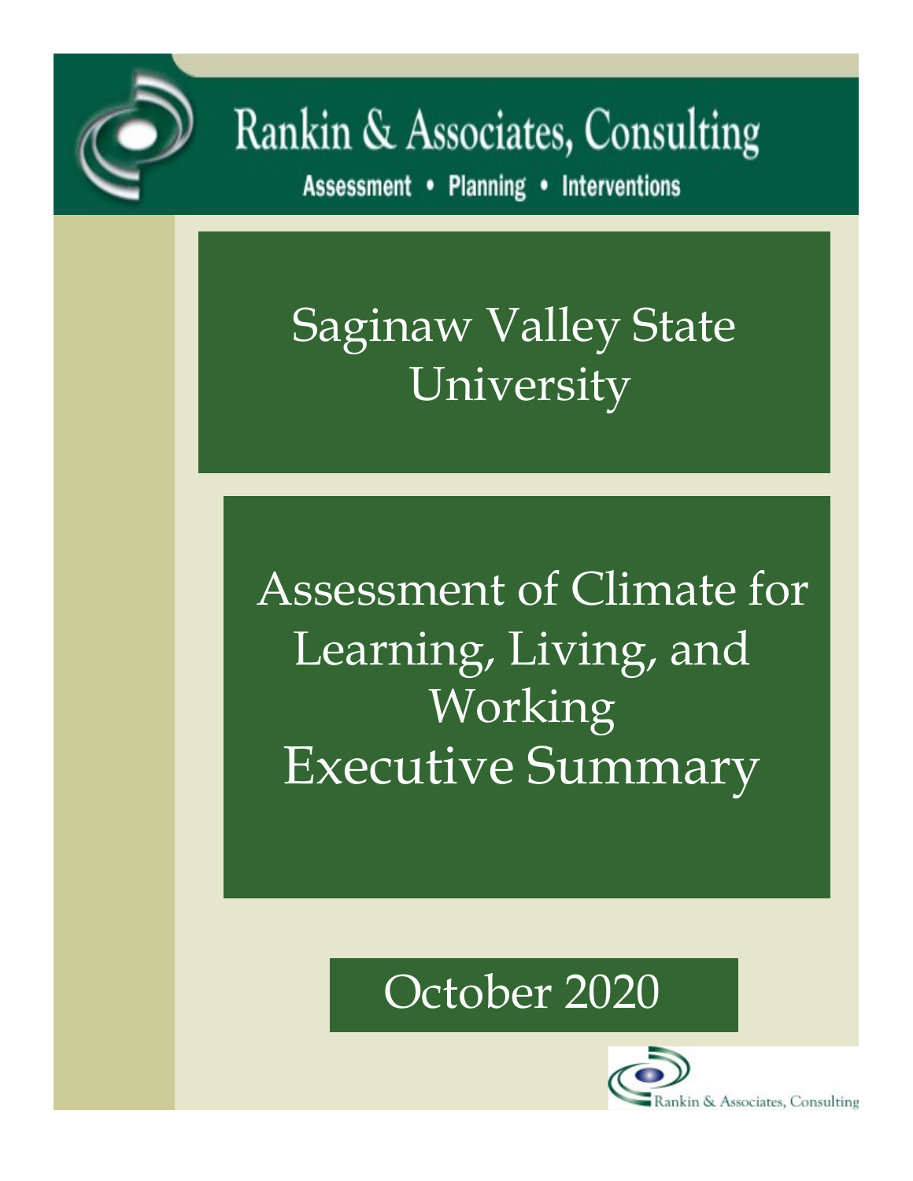Rankin & Associates, Consulting

Assessment • Planning • Interventions

# Saginaw Valley State University

# Assessment of Climate for Learning, Living, and Working Executive Summary

October 2020

Rankin & Associates, Consulting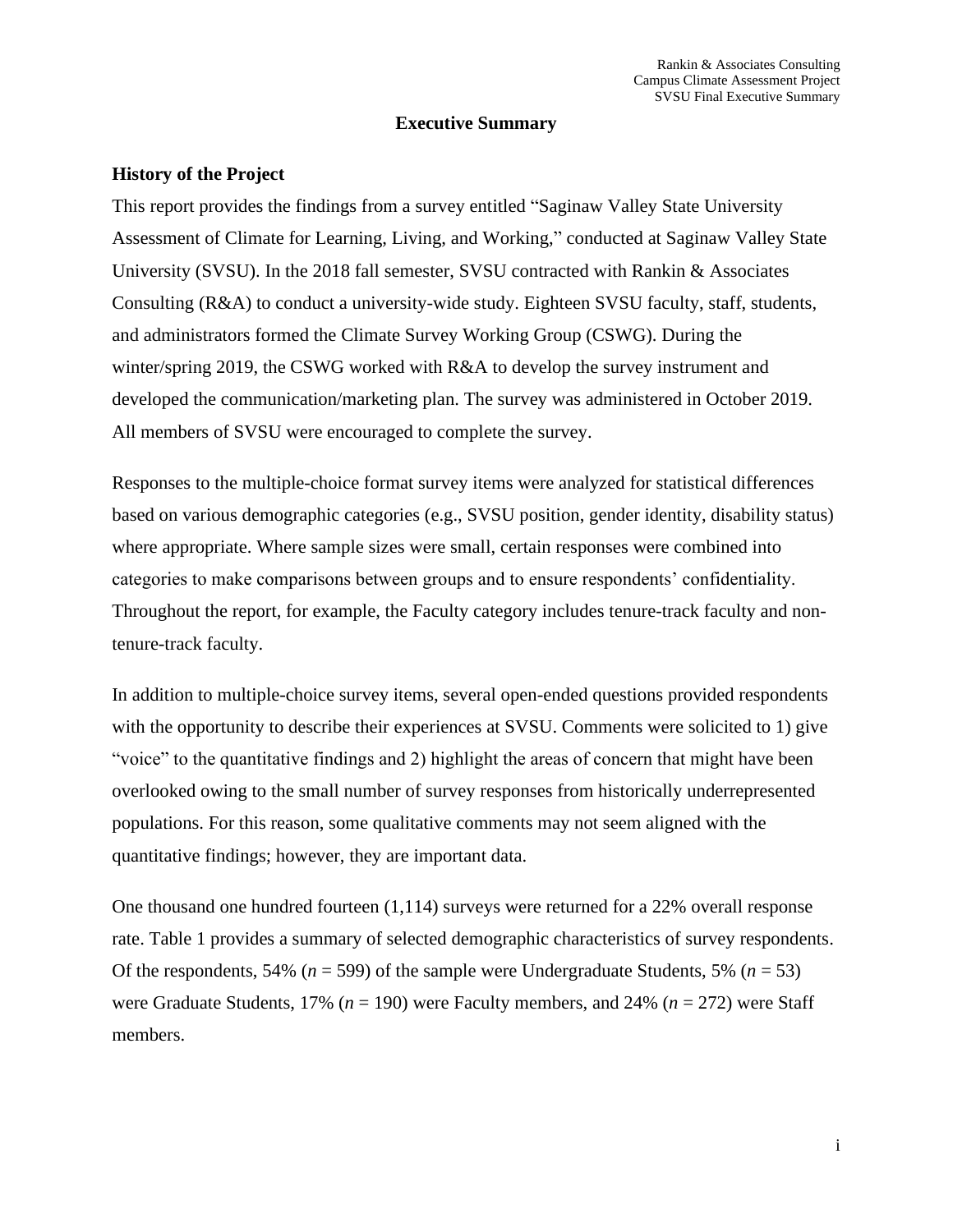# Executive Summary

## History of the Project

This report provides the findings from a survey entitled "Saginaw Valley State University Assessment of Climate for Learning, Living, and Working," conducted at Saginaw Valley State University (SVSU). In the 2018 fall semester, SVSU contracted with Rankin & Associates Consulting (R&A) to conduct a university-wide study. Eighteen SVSU faculty, staff, students, and administrators formed the Climate Survey Working Group (CSWG). During the winter/spring 2019, the CSWG worked with R&A to develop the survey instrument and developed the communication/marketing plan. The survey was administered in October 2019. All members of SVSU were encouraged to complete the survey.

Responses to the multiple-choice format survey items were analyzed for statistical differences based on various demographic categories (e.g., SVSU position, gender identity, disability status) where appropriate. Where sample sizes were small, certain responses were combined into categories to make comparisons between groups and to ensure respondents' confidentiality. Throughout the report, for example, the Faculty category includes tenure-track faculty and non-tenure-track faculty.

In addition to multiple-choice survey items, several open-ended questions provided respondents with the opportunity to describe their experiences at SVSU. Comments were solicited to 1) give "voice" to the quantitative findings and 2) highlight the areas of concern that might have been overlooked owing to the small number of survey responses from historically underrepresented populations. For this reason, some qualitative comments may not seem aligned with the quantitative findings; however, they are important data.

One thousand one hundred fourteen (1,114) surveys were returned for a 22% overall response rate. Table 1 provides a summary of selected demographic characteristics of survey respondents. Of the respondents, 54% ($n$ = 599) of the sample were Undergraduate Students, 5% ($n$ = 53) were Graduate Students, 17% ($n$ = 190) were Faculty members, and 24% ($n$ = 272) were Staff members.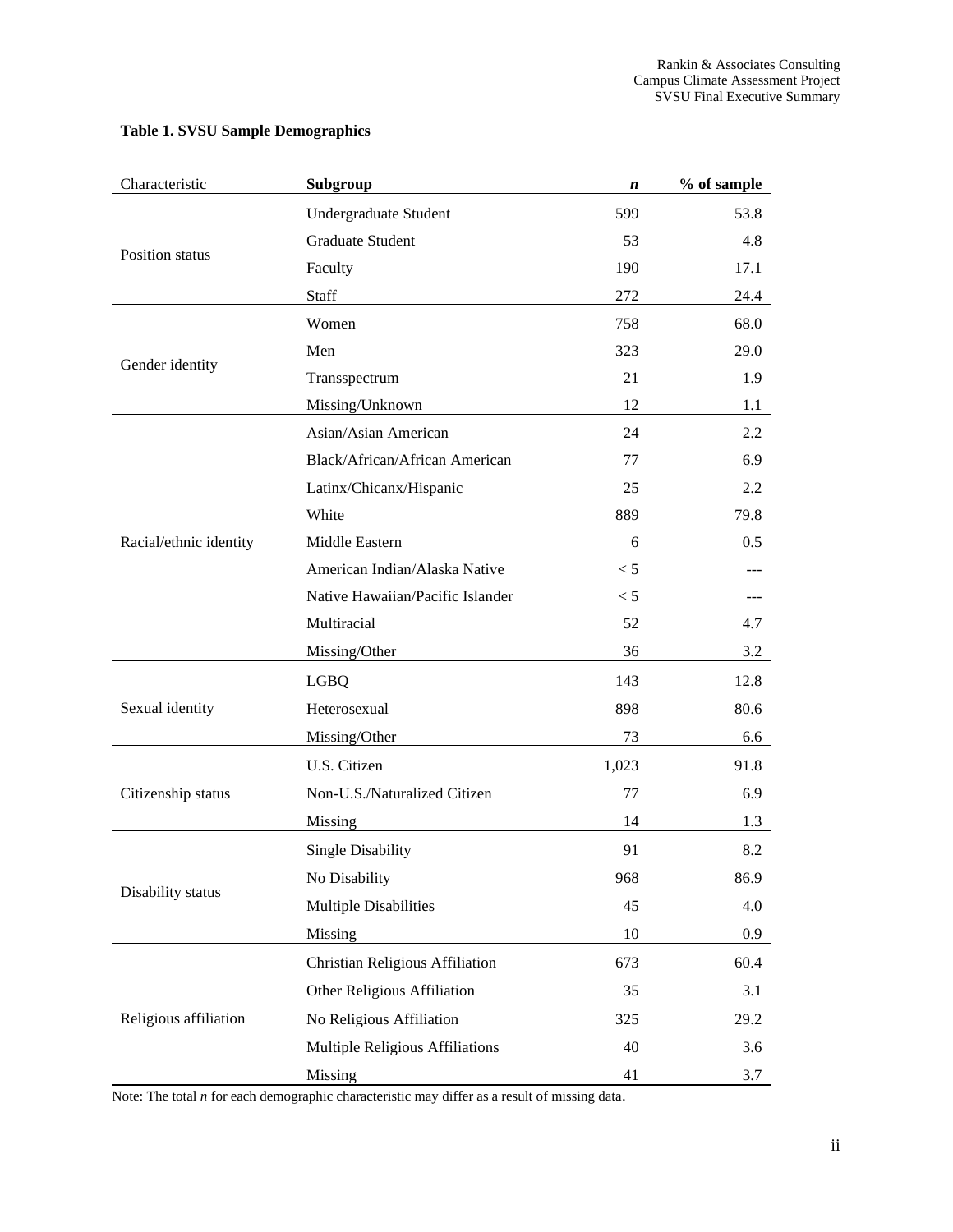**Table 1. SVSU Sample Demographics**

| Characteristic | **Subgroup** | ***n*** | **% of sample** |
|---|---|---|---|
| Position status | Undergraduate Student | 599 | 53.8 |
| | Graduate Student | 53 | 4.8 |
| | Faculty | 190 | 17.1 |
| | Staff | 272 | 24.4 |
| Gender identity | Women | 758 | 68.0 |
| | Men | 323 | 29.0 |
| | Transspectrum | 21 | 1.9 |
| | Missing/Unknown | 12 | 1.1 |
| Racial/ethnic identity | Asian/Asian American | 24 | 2.2 |
| | Black/African/African American | 77 | 6.9 |
| | Latinx/Chicanx/Hispanic | 25 | 2.2 |
| | White | 889 | 79.8 |
| | Middle Eastern | 6 | 0.5 |
| | American Indian/Alaska Native | < 5 | --- |
| | Native Hawaiian/Pacific Islander | < 5 | --- |
| | Multiracial | 52 | 4.7 |
| | Missing/Other | 36 | 3.2 |
| Sexual identity | LGBQ | 143 | 12.8 |
| | Heterosexual | 898 | 80.6 |
| | Missing/Other | 73 | 6.6 |
| Citizenship status | U.S. Citizen | 1,023 | 91.8 |
| | Non-U.S./Naturalized Citizen | 77 | 6.9 |
| | Missing | 14 | 1.3 |
| Disability status | Single Disability | 91 | 8.2 |
| | No Disability | 968 | 86.9 |
| | Multiple Disabilities | 45 | 4.0 |
| | Missing | 10 | 0.9 |
| Religious affiliation | Christian Religious Affiliation | 673 | 60.4 |
| | Other Religious Affiliation | 35 | 3.1 |
| | No Religious Affiliation | 325 | 29.2 |
| | Multiple Religious Affiliations | 40 | 3.6 |
| | Missing | 41 | 3.7 |

Note: The total *n* for each demographic characteristic may differ as a result of missing data.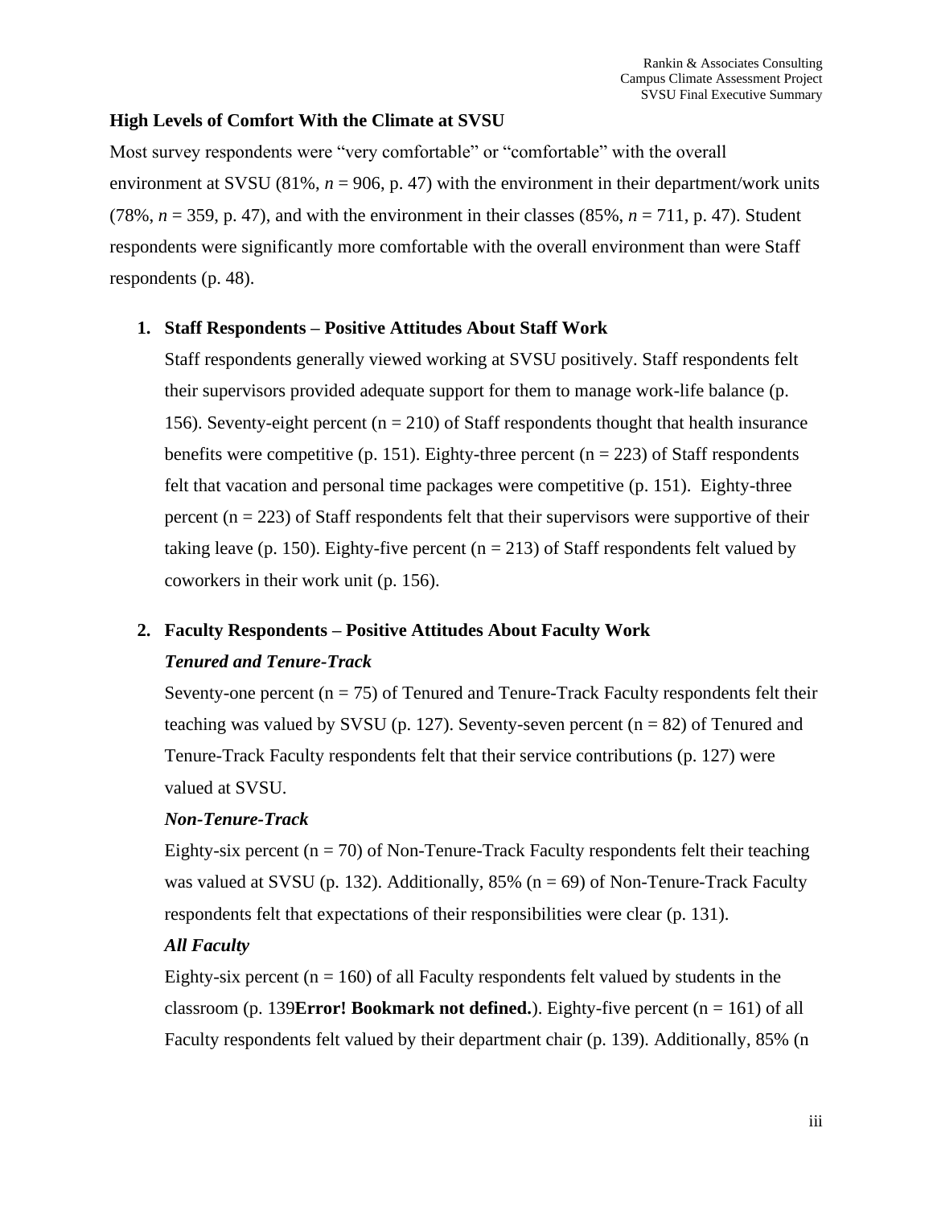### High Levels of Comfort With the Climate at SVSU

Most survey respondents were "very comfortable" or "comfortable" with the overall environment at SVSU (81%, *n* = 906, p. 47) with the environment in their department/work units (78%, *n* = 359, p. 47), and with the environment in their classes (85%, *n* = 711, p. 47). Student respondents were significantly more comfortable with the overall environment than were Staff respondents (p. 48).

1. **Staff Respondents – Positive Attitudes About Staff Work**

   Staff respondents generally viewed working at SVSU positively. Staff respondents felt their supervisors provided adequate support for them to manage work-life balance (p. 156). Seventy-eight percent (n = 210) of Staff respondents thought that health insurance benefits were competitive (p. 151). Eighty-three percent (n = 223) of Staff respondents felt that vacation and personal time packages were competitive (p. 151). Eighty-three percent (n = 223) of Staff respondents felt that their supervisors were supportive of their taking leave (p. 150). Eighty-five percent (n = 213) of Staff respondents felt valued by coworkers in their work unit (p. 156).

2. **Faculty Respondents – Positive Attitudes About Faculty Work**

   ***Tenured and Tenure-Track***

   Seventy-one percent (n = 75) of Tenured and Tenure-Track Faculty respondents felt their teaching was valued by SVSU (p. 127). Seventy-seven percent (n = 82) of Tenured and Tenure-Track Faculty respondents felt that their service contributions (p. 127) were valued at SVSU.

   ***Non-Tenure-Track***

   Eighty-six percent (n = 70) of Non-Tenure-Track Faculty respondents felt their teaching was valued at SVSU (p. 132). Additionally, 85% (n = 69) of Non-Tenure-Track Faculty respondents felt that expectations of their responsibilities were clear (p. 131).

   ***All Faculty***

   Eighty-six percent (n = 160) of all Faculty respondents felt valued by students in the classroom (p. 139**Error! Bookmark not defined.**). Eighty-five percent (n = 161) of all Faculty respondents felt valued by their department chair (p. 139). Additionally, 85% (n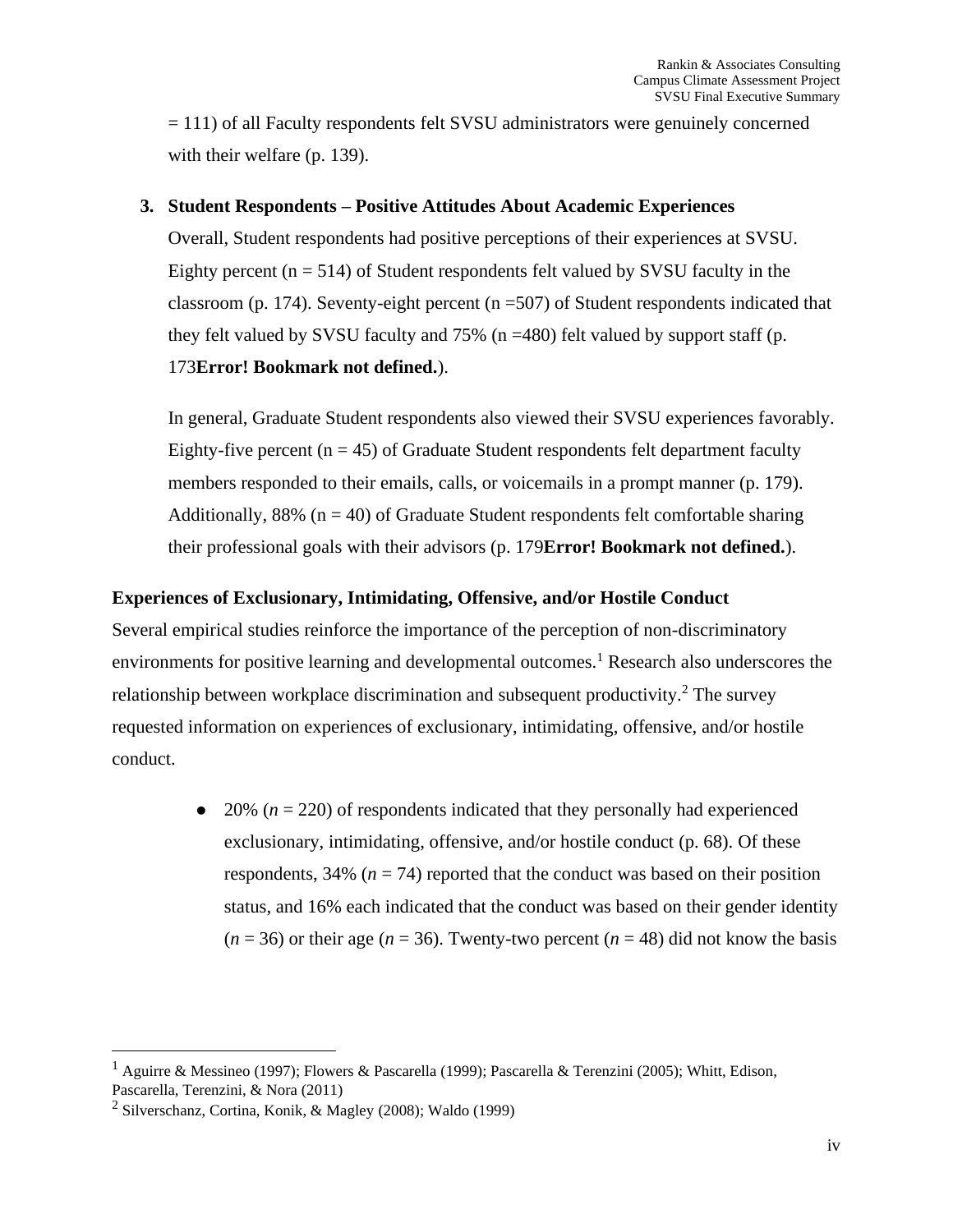= 111) of all Faculty respondents felt SVSU administrators were genuinely concerned with their welfare (p. 139).

3. **Student Respondents – Positive Attitudes About Academic Experiences**

   Overall, Student respondents had positive perceptions of their experiences at SVSU. Eighty percent (n = 514) of Student respondents felt valued by SVSU faculty in the classroom (p. 174). Seventy-eight percent (n =507) of Student respondents indicated that they felt valued by SVSU faculty and 75% (n =480) felt valued by support staff (p. 173**Error! Bookmark not defined.**).

   In general, Graduate Student respondents also viewed their SVSU experiences favorably. Eighty-five percent (n = 45) of Graduate Student respondents felt department faculty members responded to their emails, calls, or voicemails in a prompt manner (p. 179). Additionally, 88% (n = 40) of Graduate Student respondents felt comfortable sharing their professional goals with their advisors (p. 179**Error! Bookmark not defined.**).

**Experiences of Exclusionary, Intimidating, Offensive, and/or Hostile Conduct**

Several empirical studies reinforce the importance of the perception of non-discriminatory environments for positive learning and developmental outcomes.[1] Research also underscores the relationship between workplace discrimination and subsequent productivity.[2] The survey requested information on experiences of exclusionary, intimidating, offensive, and/or hostile conduct.

- 20% (*n* = 220) of respondents indicated that they personally had experienced exclusionary, intimidating, offensive, and/or hostile conduct (p. 68). Of these respondents, 34% (*n* = 74) reported that the conduct was based on their position status, and 16% each indicated that the conduct was based on their gender identity (*n* = 36) or their age (*n* = 36). Twenty-two percent (*n* = 48) did not know the basis

---

[1] Aguirre & Messineo (1997); Flowers & Pascarella (1999); Pascarella & Terenzini (2005); Whitt, Edison, Pascarella, Terenzini, & Nora (2011)

[2] Silverschanz, Cortina, Konik, & Magley (2008); Waldo (1999)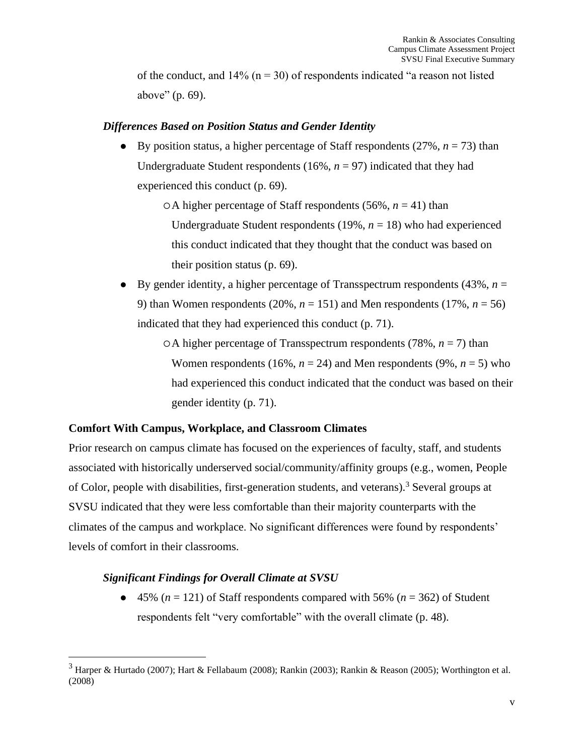of the conduct, and 14% (n = 30) of respondents indicated "a reason not listed above" (p. 69).

### *Differences Based on Position Status and Gender Identity*

- By position status, a higher percentage of Staff respondents (27%, *n* = 73) than Undergraduate Student respondents (16%, *n* = 97) indicated that they had experienced this conduct (p. 69).
    - A higher percentage of Staff respondents (56%, *n* = 41) than Undergraduate Student respondents (19%, *n* = 18) who had experienced this conduct indicated that they thought that the conduct was based on their position status (p. 69).
- By gender identity, a higher percentage of Transspectrum respondents (43%, *n* = 9) than Women respondents (20%, *n* = 151) and Men respondents (17%, *n* = 56) indicated that they had experienced this conduct (p. 71).
    - A higher percentage of Transspectrum respondents (78%, *n* = 7) than Women respondents (16%, *n* = 24) and Men respondents (9%, *n* = 5) who had experienced this conduct indicated that the conduct was based on their gender identity (p. 71).

## Comfort With Campus, Workplace, and Classroom Climates

Prior research on campus climate has focused on the experiences of faculty, staff, and students associated with historically underserved social/community/affinity groups (e.g., women, People of Color, people with disabilities, first-generation students, and veterans).[3] Several groups at SVSU indicated that they were less comfortable than their majority counterparts with the climates of the campus and workplace. No significant differences were found by respondents' levels of comfort in their classrooms.

### *Significant Findings for Overall Climate at SVSU*

- 45% (*n* = 121) of Staff respondents compared with 56% (*n* = 362) of Student respondents felt "very comfortable" with the overall climate (p. 48).

[3] Harper & Hurtado (2007); Hart & Fellabaum (2008); Rankin (2003); Rankin & Reason (2005); Worthington et al. (2008)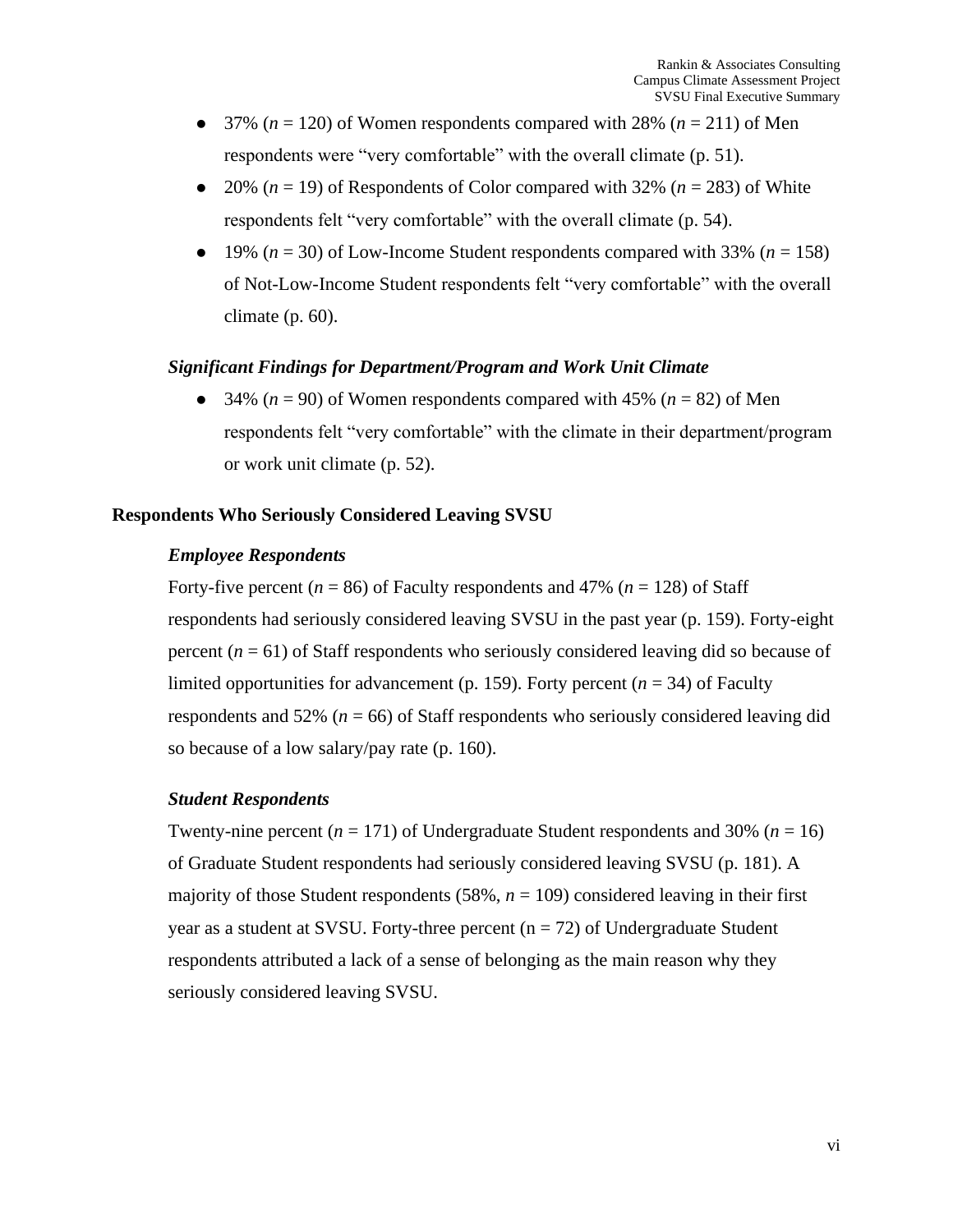- 37% (*n* = 120) of Women respondents compared with 28% (*n* = 211) of Men respondents were "very comfortable" with the overall climate (p. 51).
- 20% (*n* = 19) of Respondents of Color compared with 32% (*n* = 283) of White respondents felt "very comfortable" with the overall climate (p. 54).
- 19% (*n* = 30) of Low-Income Student respondents compared with 33% (*n* = 158) of Not-Low-Income Student respondents felt "very comfortable" with the overall climate (p. 60).

#### *Significant Findings for Department/Program and Work Unit Climate*

- 34% (*n* = 90) of Women respondents compared with 45% (*n* = 82) of Men respondents felt "very comfortable" with the climate in their department/program or work unit climate (p. 52).

### Respondents Who Seriously Considered Leaving SVSU

#### *Employee Respondents*

Forty-five percent (*n* = 86) of Faculty respondents and 47% (*n* = 128) of Staff respondents had seriously considered leaving SVSU in the past year (p. 159). Forty-eight percent (*n* = 61) of Staff respondents who seriously considered leaving did so because of limited opportunities for advancement (p. 159). Forty percent (*n* = 34) of Faculty respondents and 52% (*n* = 66) of Staff respondents who seriously considered leaving did so because of a low salary/pay rate (p. 160).

#### *Student Respondents*

Twenty-nine percent (*n* = 171) of Undergraduate Student respondents and 30% (*n* = 16) of Graduate Student respondents had seriously considered leaving SVSU (p. 181). A majority of those Student respondents (58%, *n* = 109) considered leaving in their first year as a student at SVSU. Forty-three percent (n = 72) of Undergraduate Student respondents attributed a lack of a sense of belonging as the main reason why they seriously considered leaving SVSU.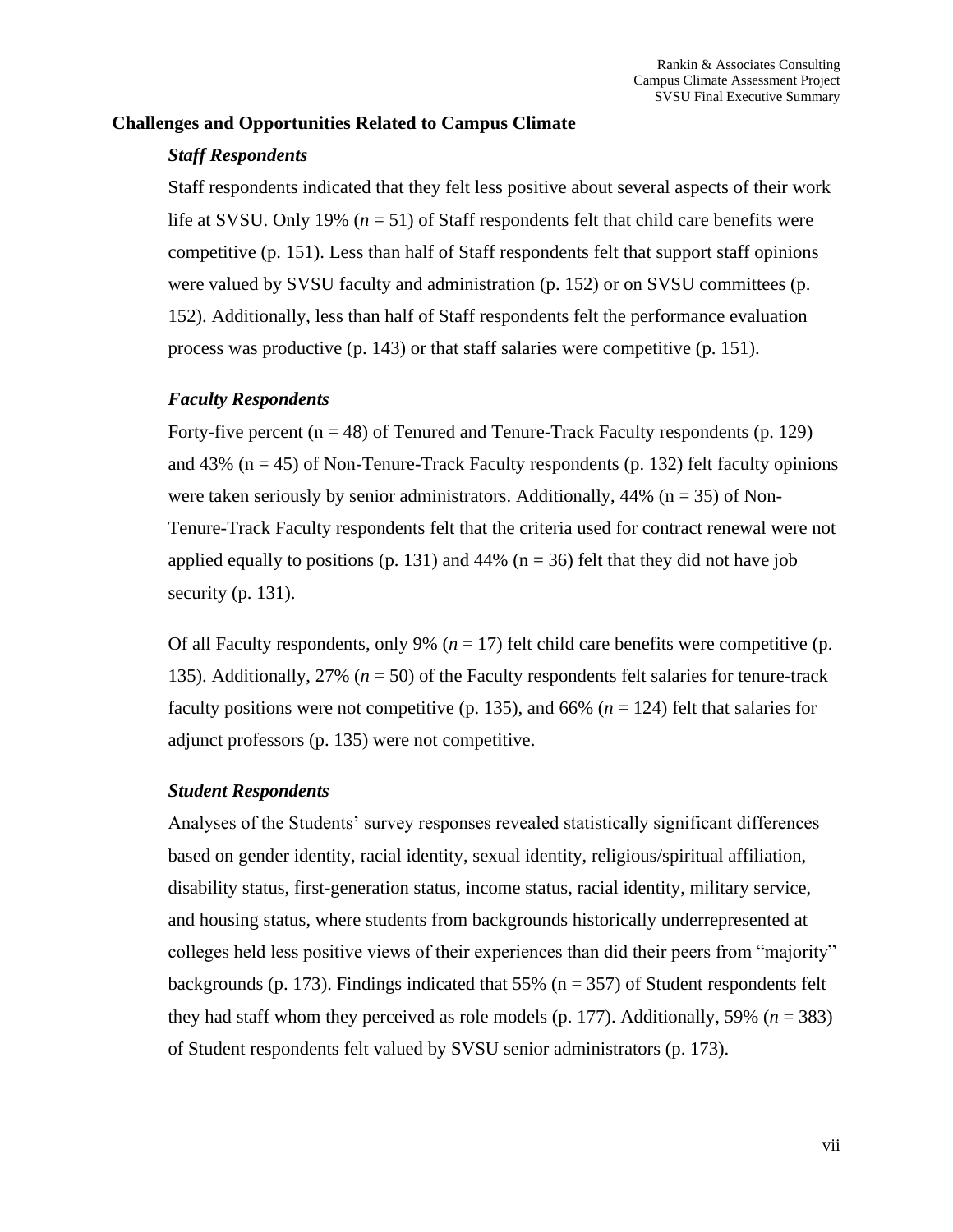## Challenges and Opportunities Related to Campus Climate

### *Staff Respondents*

Staff respondents indicated that they felt less positive about several aspects of their work life at SVSU. Only 19% (*n* = 51) of Staff respondents felt that child care benefits were competitive (p. 151). Less than half of Staff respondents felt that support staff opinions were valued by SVSU faculty and administration (p. 152) or on SVSU committees (p. 152). Additionally, less than half of Staff respondents felt the performance evaluation process was productive (p. 143) or that staff salaries were competitive (p. 151).

### *Faculty Respondents*

Forty-five percent (n = 48) of Tenured and Tenure-Track Faculty respondents (p. 129) and 43% (n = 45) of Non-Tenure-Track Faculty respondents (p. 132) felt faculty opinions were taken seriously by senior administrators. Additionally, 44% (n = 35) of Non-Tenure-Track Faculty respondents felt that the criteria used for contract renewal were not applied equally to positions (p. 131) and 44% (n = 36) felt that they did not have job security (p. 131).

Of all Faculty respondents, only 9% (*n* = 17) felt child care benefits were competitive (p. 135). Additionally, 27% (*n* = 50) of the Faculty respondents felt salaries for tenure-track faculty positions were not competitive (p. 135), and 66% (*n* = 124) felt that salaries for adjunct professors (p. 135) were not competitive.

### *Student Respondents*

Analyses of the Students' survey responses revealed statistically significant differences based on gender identity, racial identity, sexual identity, religious/spiritual affiliation, disability status, first-generation status, income status, racial identity, military service, and housing status, where students from backgrounds historically underrepresented at colleges held less positive views of their experiences than did their peers from "majority" backgrounds (p. 173). Findings indicated that 55% (n = 357) of Student respondents felt they had staff whom they perceived as role models (p. 177). Additionally, 59% (*n* = 383) of Student respondents felt valued by SVSU senior administrators (p. 173).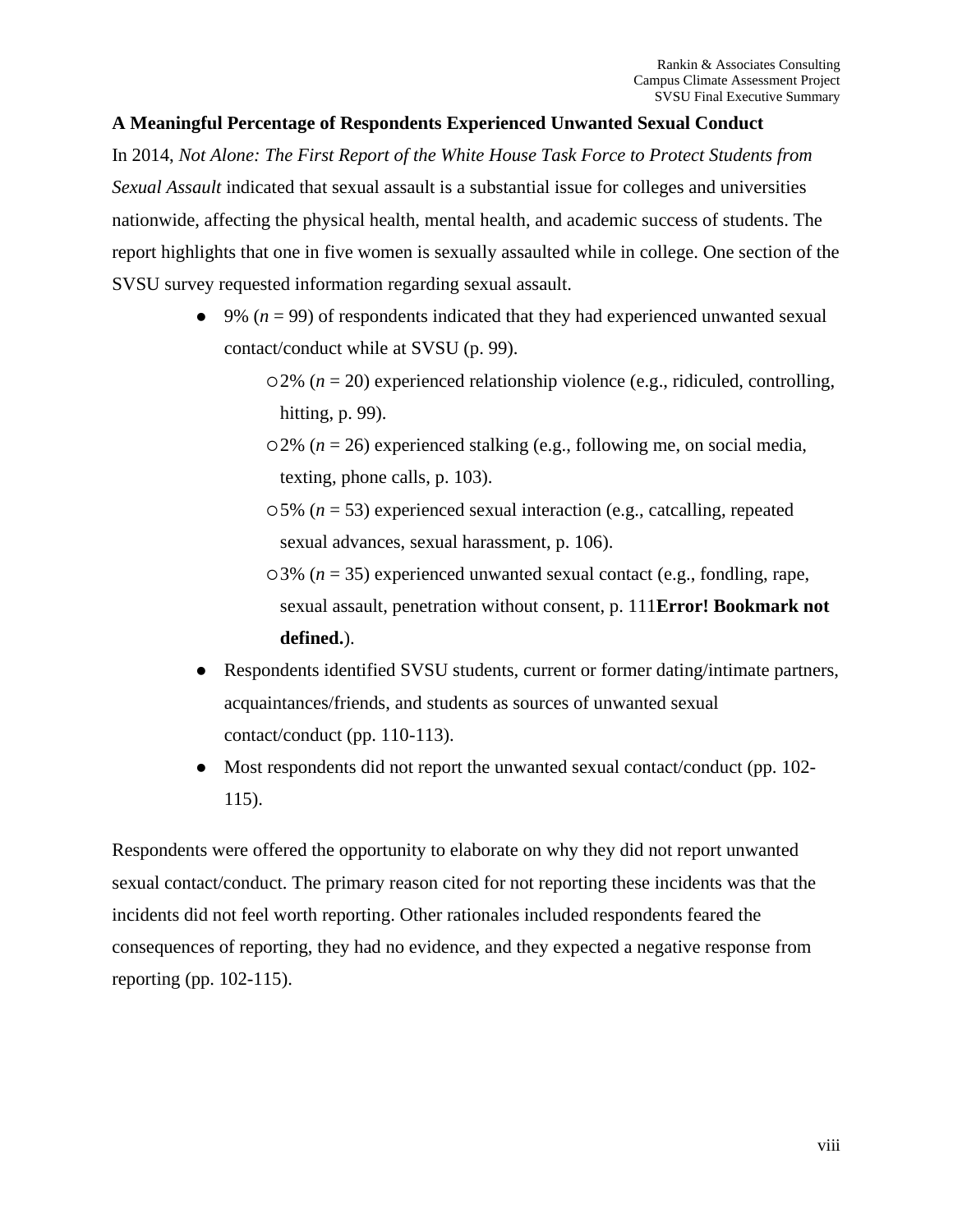**A Meaningful Percentage of Respondents Experienced Unwanted Sexual Conduct**

In 2014, *Not Alone: The First Report of the White House Task Force to Protect Students from Sexual Assault* indicated that sexual assault is a substantial issue for colleges and universities nationwide, affecting the physical health, mental health, and academic success of students. The report highlights that one in five women is sexually assaulted while in college. One section of the SVSU survey requested information regarding sexual assault.

- 9% ($n$ = 99) of respondents indicated that they had experienced unwanted sexual contact/conduct while at SVSU (p. 99).
  - 2% ($n$ = 20) experienced relationship violence (e.g., ridiculed, controlling, hitting, p. 99).
  - 2% ($n$ = 26) experienced stalking (e.g., following me, on social media, texting, phone calls, p. 103).
  - 5% ($n$ = 53) experienced sexual interaction (e.g., catcalling, repeated sexual advances, sexual harassment, p. 106).
  - 3% ($n$ = 35) experienced unwanted sexual contact (e.g., fondling, rape, sexual assault, penetration without consent, p. 111**Error! Bookmark not defined.**).
- Respondents identified SVSU students, current or former dating/intimate partners, acquaintances/friends, and students as sources of unwanted sexual contact/conduct (pp. 110-113).
- Most respondents did not report the unwanted sexual contact/conduct (pp. 102-115).

Respondents were offered the opportunity to elaborate on why they did not report unwanted sexual contact/conduct. The primary reason cited for not reporting these incidents was that the incidents did not feel worth reporting. Other rationales included respondents feared the consequences of reporting, they had no evidence, and they expected a negative response from reporting (pp. 102-115).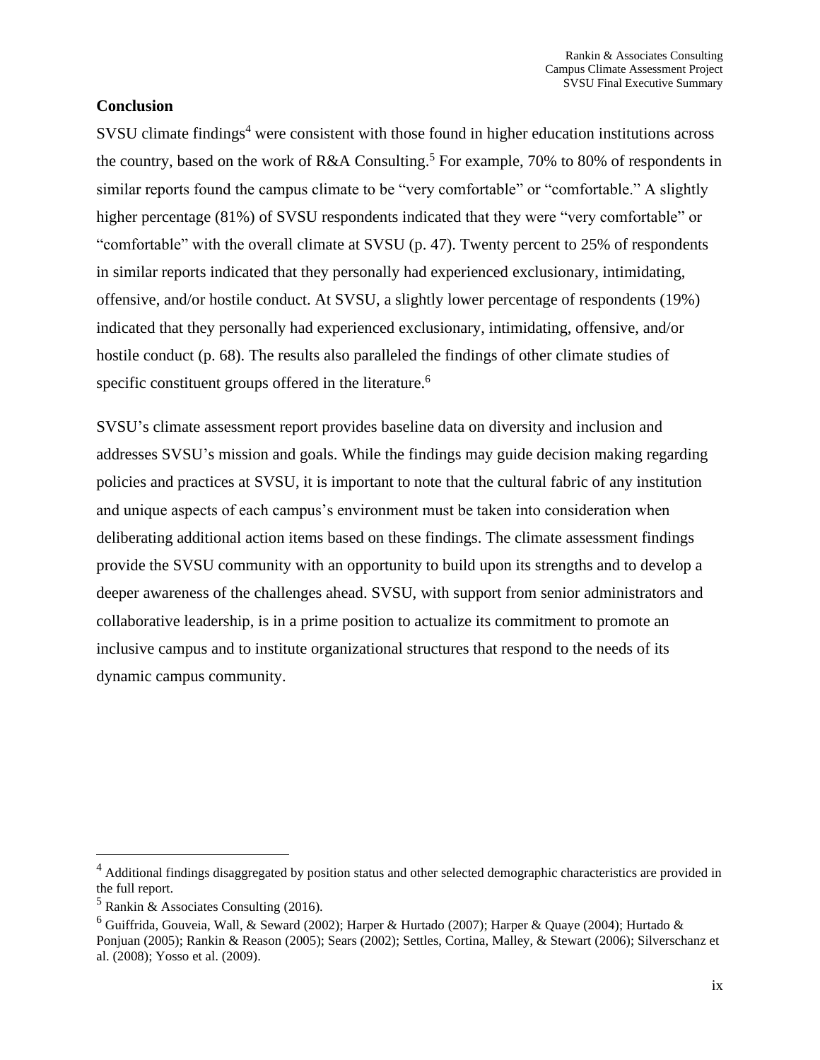**Conclusion**

SVSU climate findings[4] were consistent with those found in higher education institutions across the country, based on the work of R&A Consulting.[5] For example, 70% to 80% of respondents in similar reports found the campus climate to be "very comfortable" or "comfortable." A slightly higher percentage (81%) of SVSU respondents indicated that they were "very comfortable" or "comfortable" with the overall climate at SVSU (p. 47). Twenty percent to 25% of respondents in similar reports indicated that they personally had experienced exclusionary, intimidating, offensive, and/or hostile conduct. At SVSU, a slightly lower percentage of respondents (19%) indicated that they personally had experienced exclusionary, intimidating, offensive, and/or hostile conduct (p. 68). The results also paralleled the findings of other climate studies of specific constituent groups offered in the literature.[6]

SVSU's climate assessment report provides baseline data on diversity and inclusion and addresses SVSU's mission and goals. While the findings may guide decision making regarding policies and practices at SVSU, it is important to note that the cultural fabric of any institution and unique aspects of each campus's environment must be taken into consideration when deliberating additional action items based on these findings. The climate assessment findings provide the SVSU community with an opportunity to build upon its strengths and to develop a deeper awareness of the challenges ahead. SVSU, with support from senior administrators and collaborative leadership, is in a prime position to actualize its commitment to promote an inclusive campus and to institute organizational structures that respond to the needs of its dynamic campus community.

---

[4] Additional findings disaggregated by position status and other selected demographic characteristics are provided in the full report.

[5] Rankin & Associates Consulting (2016).

[6] Guiffrida, Gouveia, Wall, & Seward (2002); Harper & Hurtado (2007); Harper & Quaye (2004); Hurtado & Ponjuan (2005); Rankin & Reason (2005); Sears (2002); Settles, Cortina, Malley, & Stewart (2006); Silverschanz et al. (2008); Yosso et al. (2009).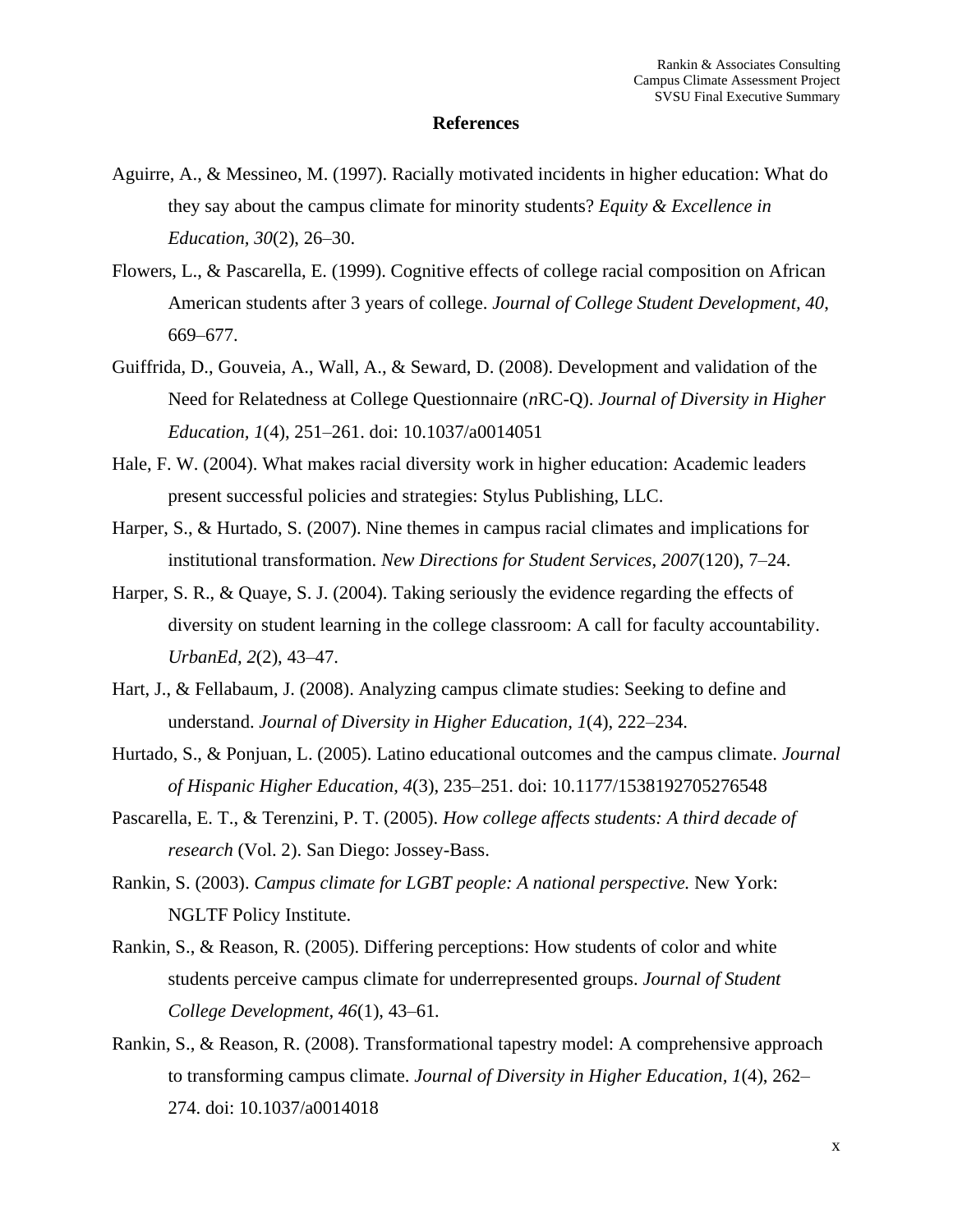# References

Aguirre, A., & Messineo, M. (1997). Racially motivated incidents in higher education: What do they say about the campus climate for minority students? *Equity & Excellence in Education, 30*(2), 26–30.

Flowers, L., & Pascarella, E. (1999). Cognitive effects of college racial composition on African American students after 3 years of college. *Journal of College Student Development, 40*, 669–677.

Guiffrida, D., Gouveia, A., Wall, A., & Seward, D. (2008). Development and validation of the Need for Relatedness at College Questionnaire (*n*RC-Q). *Journal of Diversity in Higher Education, 1*(4), 251–261. doi: 10.1037/a0014051

Hale, F. W. (2004). What makes racial diversity work in higher education: Academic leaders present successful policies and strategies: Stylus Publishing, LLC.

Harper, S., & Hurtado, S. (2007). Nine themes in campus racial climates and implications for institutional transformation. *New Directions for Student Services, 2007*(120), 7–24.

Harper, S. R., & Quaye, S. J. (2004). Taking seriously the evidence regarding the effects of diversity on student learning in the college classroom: A call for faculty accountability. *UrbanEd, 2*(2), 43–47.

Hart, J., & Fellabaum, J. (2008). Analyzing campus climate studies: Seeking to define and understand. *Journal of Diversity in Higher Education, 1*(4), 222–234.

Hurtado, S., & Ponjuan, L. (2005). Latino educational outcomes and the campus climate. *Journal of Hispanic Higher Education, 4*(3), 235–251. doi: 10.1177/1538192705276548

Pascarella, E. T., & Terenzini, P. T. (2005). *How college affects students: A third decade of research* (Vol. 2). San Diego: Jossey-Bass.

Rankin, S. (2003). *Campus climate for LGBT people: A national perspective.* New York: NGLTF Policy Institute.

Rankin, S., & Reason, R. (2005). Differing perceptions: How students of color and white students perceive campus climate for underrepresented groups. *Journal of Student College Development, 46*(1), 43–61.

Rankin, S., & Reason, R. (2008). Transformational tapestry model: A comprehensive approach to transforming campus climate. *Journal of Diversity in Higher Education, 1*(4), 262–274. doi: 10.1037/a0014018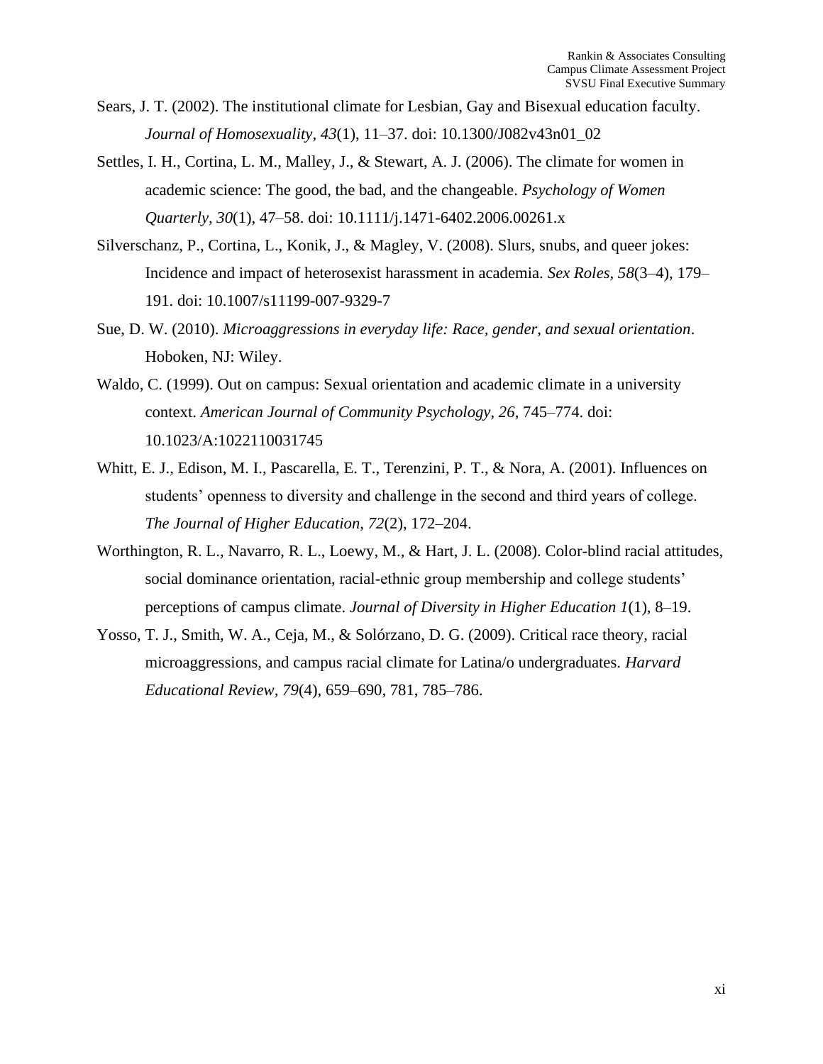Sears, J. T. (2002). The institutional climate for Lesbian, Gay and Bisexual education faculty. *Journal of Homosexuality, 43*(1), 11–37. doi: 10.1300/J082v43n01_02

Settles, I. H., Cortina, L. M., Malley, J., & Stewart, A. J. (2006). The climate for women in academic science: The good, the bad, and the changeable. *Psychology of Women Quarterly, 30*(1), 47–58. doi: 10.1111/j.1471-6402.2006.00261.x

Silverschanz, P., Cortina, L., Konik, J., & Magley, V. (2008). Slurs, snubs, and queer jokes: Incidence and impact of heterosexist harassment in academia. *Sex Roles, 58*(3–4), 179–191. doi: 10.1007/s11199-007-9329-7

Sue, D. W. (2010). *Microaggressions in everyday life: Race, gender, and sexual orientation*. Hoboken, NJ: Wiley.

Waldo, C. (1999). Out on campus: Sexual orientation and academic climate in a university context. *American Journal of Community Psychology, 26*, 745–774. doi: 10.1023/A:1022110031745

Whitt, E. J., Edison, M. I., Pascarella, E. T., Terenzini, P. T., & Nora, A. (2001). Influences on students' openness to diversity and challenge in the second and third years of college. *The Journal of Higher Education, 72*(2), 172–204.

Worthington, R. L., Navarro, R. L., Loewy, M., & Hart, J. L. (2008). Color-blind racial attitudes, social dominance orientation, racial-ethnic group membership and college students' perceptions of campus climate. *Journal of Diversity in Higher Education 1*(1), 8–19.

Yosso, T. J., Smith, W. A., Ceja, M., & Solórzano, D. G. (2009). Critical race theory, racial microaggressions, and campus racial climate for Latina/o undergraduates. *Harvard Educational Review, 79*(4), 659–690, 781, 785–786.